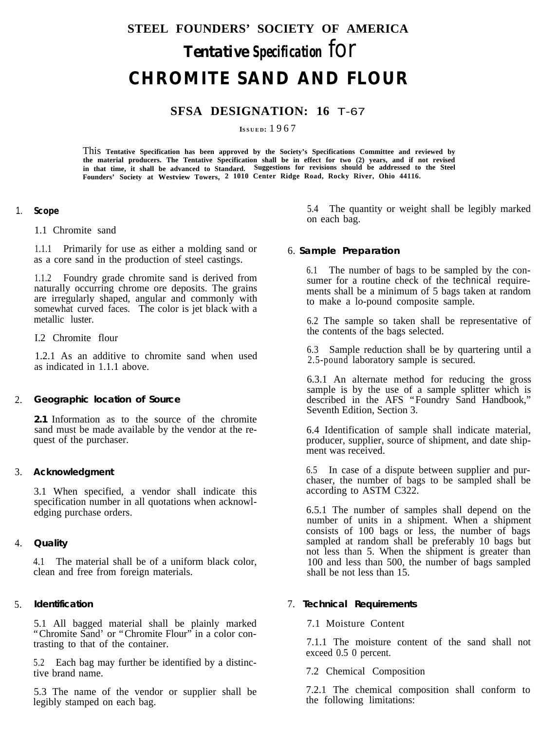# STEEL FOUNDERS' SOCIETY OF AMERICA

## Tentative Specification for

# CHROMITE SAND AND FLOUR

### SFSA DESIGNATION: 16 T-67

ISSUED: 1967

This Tentative Specification has been approved by the Society's Specifications Committee and reviewed by the material producers. The Tentative Specification shall be in effect for two (2) years, and if not revised in that time, it shall be advanced to Standard. Suggestions for revisions should be addressed to the Steel Founders' Society at Westview Towers, 2 1010 Center Ridge Road, Rocky River, Ohio 44116.

## 1. Scope

1.1 Chromite sand

1.1.1 Primarily for use as either a molding sand or as a core sand in the production of steel castings.

1.1.2 Foundry grade chromite sand is derived from naturally occurring chrome ore deposits. The grains are irregularly shaped, angular and commonly with somewhat curved faces. The color is jet black with a metallic luster.

I.2 Chromite flour

1.2.1 As an additive to chromite sand when used as indicated in 1.1.1 above.

## 2. Geographic location of Source

**2.1** Information as to the source of the chromite sand must be made available by the vendor at the request of the purchaser.

## 3. Acknowledgment

3.1 When specified, a vendor shall indicate this specification number in all quotations when acknowledging purchase orders.

## 4. Quality

4.1 The material shall be of a uniform black color, clean and free from foreign materials.

## 5. Identification

5.1 All bagged material shall be plainly marked "Chromite Sand' or "Chromite Flour" in a color contrasting to that of the container.

5.2 Each bag may further be identified by a distinctive brand name.

5.3 The name of the vendor or supplier shall be legibly stamped on each bag.

5.4 The quantity or weight shall be legibly marked on each bag.

## 6. Sample Preparation

6.1 The number of bags to be sampled by the consumer for a routine check of the technical requirements shall be a minimum of 5 bags taken at random to make a lo-pound composite sample.

6.2 The sample so taken shall be representative of the contents of the bags selected.

6.3 Sample reduction shall be by quartering until a 2.5-pound laboratory sample is secured.

6.3.1 An alternate method for reducing the gross sample is by the use of a sample splitter which is described in the AFS "Foundry Sand Handbook," Seventh Edition, Section 3.

6.4 Identification of sample shall indicate material, producer, supplier, source of shipment, and date shipment was received.

6.5 In case of a dispute between supplier and purchaser, the number of bags to be sampled shall be according to ASTM C322.

6.5.1 The number of samples shall depend on the number of units in a shipment. When a shipment consists of 100 bags or less, the number of bags sampled at random shall be preferably 10 bags but not less than 5. When the shipment is greater than 100 and less than 500, the number of bags sampled shall be not less than 15.

## 7. Technical Requirements

7.1 Moisture Content

7.1.1 The moisture content of the sand shall not exceed 0.5 0 percent.

7.2 Chemical Composition

7.2.1 The chemical composition shall conform to the following limitations: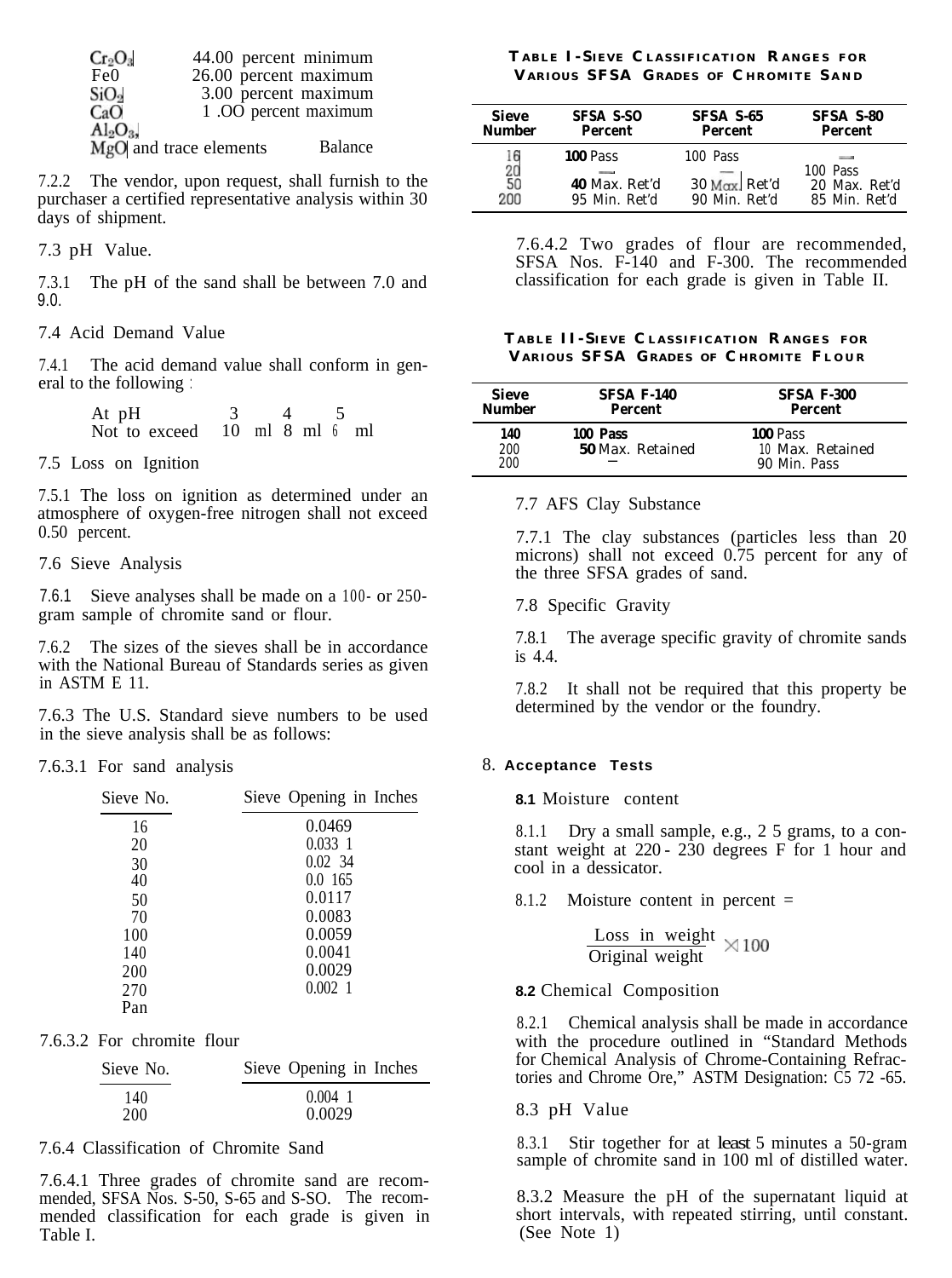| | |
|---|---|
| $Cr_2O_3$ | 44.00 percent minimum |
| FeO | 26.00 percent maximum |
| $SiO_2$ | 3.00 percent maximum |
| CaO | 1.00 percent maximum |
| $Al_2O_3$, | |
| MgO and trace elements | Balance |

7.2.2 The vendor, upon request, shall furnish to the purchaser a certified representative analysis within 30 days of shipment.

7.3 pH Value.

7.3.1 The pH of the sand shall be between 7.0 and 9.0.

7.4 Acid Demand Value

7.4.1 The acid demand value shall conform in general to the following :

| At pH | 3 | 4 | 5 |
|---|---|---|---|
| Not to exceed | 10 ml | 8 ml | 6 ml |

7.5 Loss on Ignition

7.5.1 The loss on ignition as determined under an atmosphere of oxygen-free nitrogen shall not exceed 0.50 percent.

7.6 Sieve Analysis

7.6.1 Sieve analyses shall be made on a 100- or 250-gram sample of chromite sand or flour.

7.6.2 The sizes of the sieves shall be in accordance with the National Bureau of Standards series as given in ASTM E 11.

7.6.3 The U.S. Standard sieve numbers to be used in the sieve analysis shall be as follows:

7.6.3.1 For sand analysis

| Sieve No. | Sieve Opening in Inches |
|---|---|
| 16 | 0.0469 |
| 20 | 0.0331 |
| 30 | 0.0234 |
| 40 | 0.0165 |
| 50 | 0.0117 |
| 70 | 0.0083 |
| 100 | 0.0059 |
| 140 | 0.0041 |
| 200 | 0.0029 |
| 270 | 0.0021 |
| Pan | |

7.6.3.2 For chromite flour

| Sieve No. | Sieve Opening in Inches |
|---|---|
| 140 | 0.0041 |
| 200 | 0.0029 |

7.6.4 Classification of Chromite Sand

7.6.4.1 Three grades of chromite sand are recommended, SFSA Nos. S-50, S-65 and S-80. The recommended classification for each grade is given in Table I.

**TABLE I-SIEVE CLASSIFICATION RANGES FOR VARIOUS SFSA GRADES OF CHROMITE SAND**

| Sieve Number | SFSA S-50 Percent | SFSA S-65 Percent | SFSA S-80 Percent |
|---|---|---|---|
| 16 | 100 Pass | 100 Pass | — |
| 20 | — | — | 100 Pass |
| 50 | 40 Max. Ret'd | 30 Max. Ret'd | 20 Max. Ret'd |
| 200 | 95 Min. Ret'd | 90 Min. Ret'd | 85 Min. Ret'd |

7.6.4.2 Two grades of flour are recommended, SFSA Nos. F-140 and F-300. The recommended classification for each grade is given in Table II.

**TABLE II-SIEVE CLASSIFICATION RANGES FOR VARIOUS SFSA GRADES OF CHROMITE FLOUR**

| Sieve Number | SFSA F-140 Percent | SFSA F-300 Percent |
|---|---|---|
| 140 | 100 Pass | 100 Pass |
| 200 | 50 Max. Retained | 10 Max. Retained |
| 200 | — | 90 Min. Pass |

7.7 AFS Clay Substance

7.7.1 The clay substances (particles less than 20 microns) shall not exceed 0.75 percent for any of the three SFSA grades of sand.

7.8 Specific Gravity

7.8.1 The average specific gravity of chromite sands is 4.4.

7.8.2 It shall not be required that this property be determined by the vendor or the foundry.

## 8. Acceptance Tests

**8.1** Moisture content

8.1.1 Dry a small sample, e.g., 25 grams, to a constant weight at 220 - 230 degrees F for 1 hour and cool in a dessicator.

8.1.2 Moisture content in percent =

$$\frac{\text{Loss in weight}}{\text{Original weight}} \times 100$$

**8.2** Chemical Composition

8.2.1 Chemical analysis shall be made in accordance with the procedure outlined in "Standard Methods for Chemical Analysis of Chrome-Containing Refractories and Chrome Ore," ASTM Designation: C5 72 -65.

8.3 pH Value

8.3.1 Stir together for at least 5 minutes a 50-gram sample of chromite sand in 100 ml of distilled water.

8.3.2 Measure the pH of the supernatant liquid at short intervals, with repeated stirring, until constant. (See Note 1)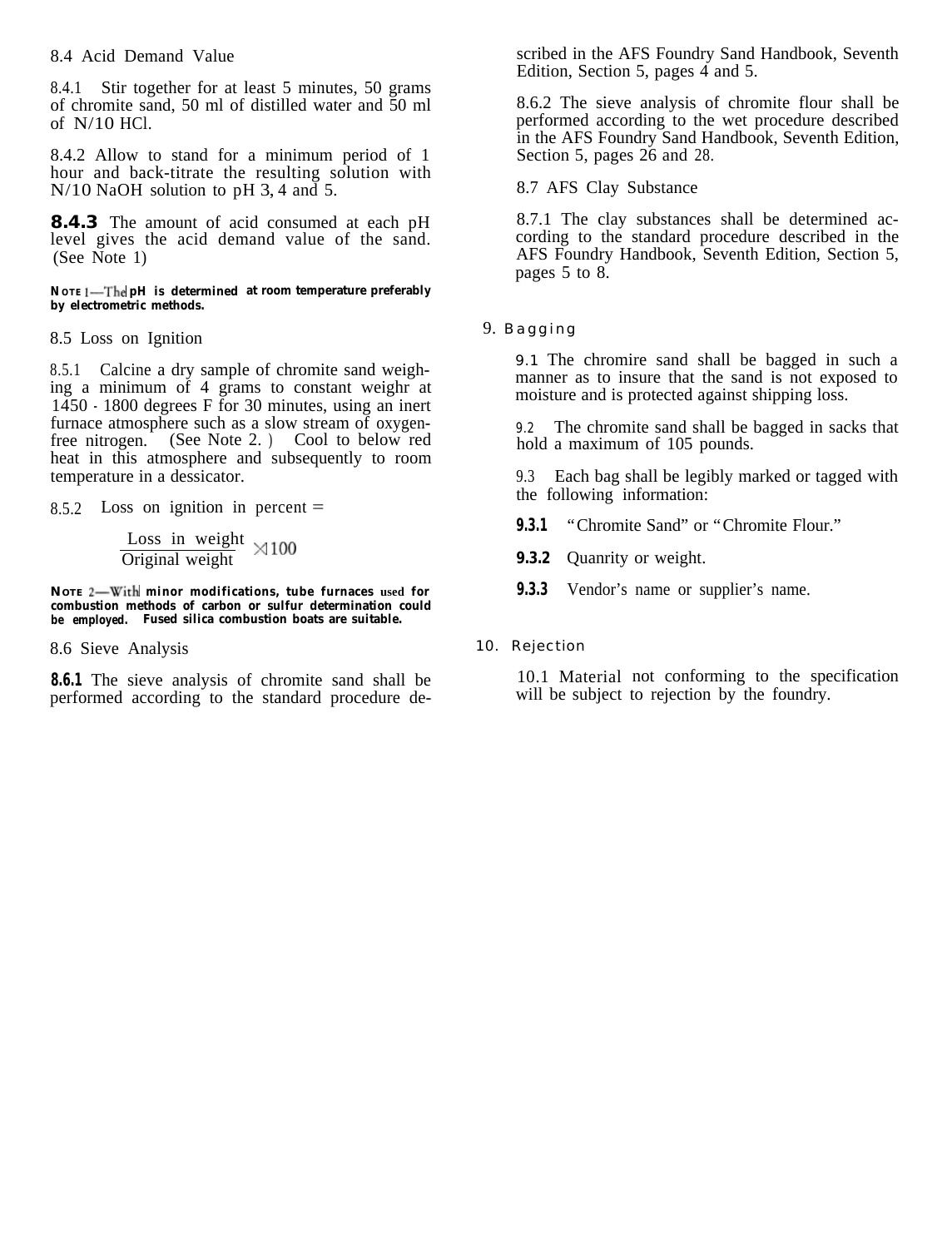8.4 Acid Demand Value

8.4.1 Stir together for at least 5 minutes, 50 grams of chromite sand, 50 ml of distilled water and 50 ml of N/10 HCl.

8.4.2 Allow to stand for a minimum period of 1 hour and back-titrate the resulting solution with N/10 NaOH solution to pH 3, 4 and 5.

**8.4.3** The amount of acid consumed at each pH level gives the acid demand value of the sand. (See Note 1)

**NOTE 1—The pH is determined at room temperature preferably by electrometric methods.**

8.5 Loss on Ignition

8.5.1 Calcine a dry sample of chromite sand weighing a minimum of 4 grams to constant weighr at 1450 - 1800 degrees F for 30 minutes, using an inert furnace atmosphere such as a slow stream of oxygen-free nitrogen. (See Note 2.) Cool to below red heat in this atmosphere and subsequently to room temperature in a dessicator.

8.5.2 Loss on ignition in percent =

$$\frac{\text{Loss in weight}}{\text{Original weight}} \times 100$$

**NOTE 2—With minor modifications, tube furnaces used for combustion methods of carbon or sulfur determination could be employed. Fused silica combustion boats are suitable.**

8.6 Sieve Analysis

**8.6.1** The sieve analysis of chromite sand shall be performed according to the standard procedure described in the AFS Foundry Sand Handbook, Seventh Edition, Section 5, pages 4 and 5.

8.6.2 The sieve analysis of chromite flour shall be performed according to the wet procedure described in the AFS Foundry Sand Handbook, Seventh Edition, Section 5, pages 26 and 28.

8.7 AFS Clay Substance

8.7.1 The clay substances shall be determined according to the standard procedure described in the AFS Foundry Handbook, Seventh Edition, Section 5, pages 5 to 8.

## 9. Bagging

9.1 The chromire sand shall be bagged in such a manner as to insure that the sand is not exposed to moisture and is protected against shipping loss.

9.2 The chromite sand shall be bagged in sacks that hold a maximum of 105 pounds.

9.3 Each bag shall be legibly marked or tagged with the following information:

**9.3.1** "Chromite Sand" or "Chromite Flour."

**9.3.2** Quanrity or weight.

**9.3.3** Vendor's name or supplier's name.

## 10. Rejection

10.1 Material not conforming to the specification will be subject to rejection by the foundry.